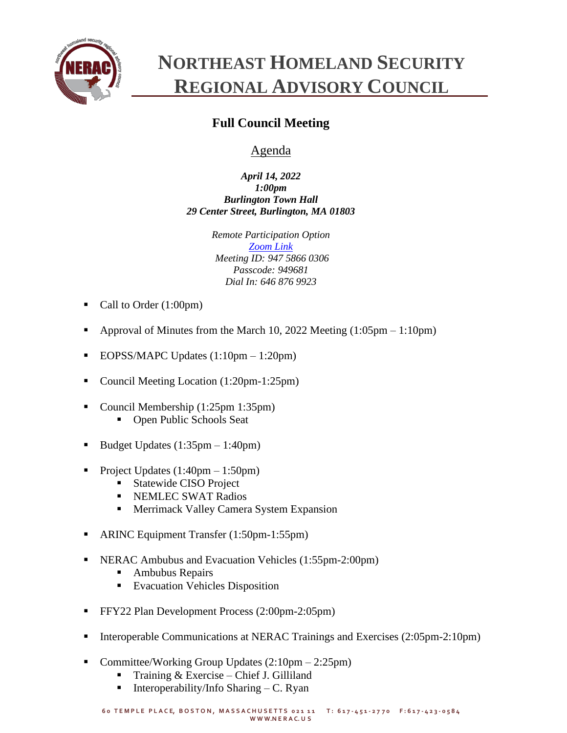# NORTHEAST HOMELAND SECURITY REGIONAL ADVISORY COUNCIL

## Full Council Meeting

### Agenda

***April 14, 2022***
***1:00pm***
***Burlington Town Hall***
***29 Center Street, Burlington, MA 01803***

*Remote Participation Option*
*Zoom Link*
*Meeting ID: 947 5866 0306*
*Passcode: 949681*
*Dial In: 646 876 9923*

- Call to Order (1:00pm)
- Approval of Minutes from the March 10, 2022 Meeting (1:05pm – 1:10pm)
- EOPSS/MAPC Updates (1:10pm – 1:20pm)
- Council Meeting Location (1:20pm-1:25pm)
- Council Membership (1:25pm 1:35pm)
  - Open Public Schools Seat
- Budget Updates (1:35pm – 1:40pm)
- Project Updates (1:40pm – 1:50pm)
  - Statewide CISO Project
  - NEMLEC SWAT Radios
  - Merrimack Valley Camera System Expansion
- ARINC Equipment Transfer (1:50pm-1:55pm)
- NERAC Ambubus and Evacuation Vehicles (1:55pm-2:00pm)
  - Ambubus Repairs
  - Evacuation Vehicles Disposition
- FFY22 Plan Development Process (2:00pm-2:05pm)
- Interoperable Communications at NERAC Trainings and Exercises (2:05pm-2:10pm)
- Committee/Working Group Updates (2:10pm – 2:25pm)
  - Training & Exercise – Chief J. Gilliland
  - Interoperability/Info Sharing – C. Ryan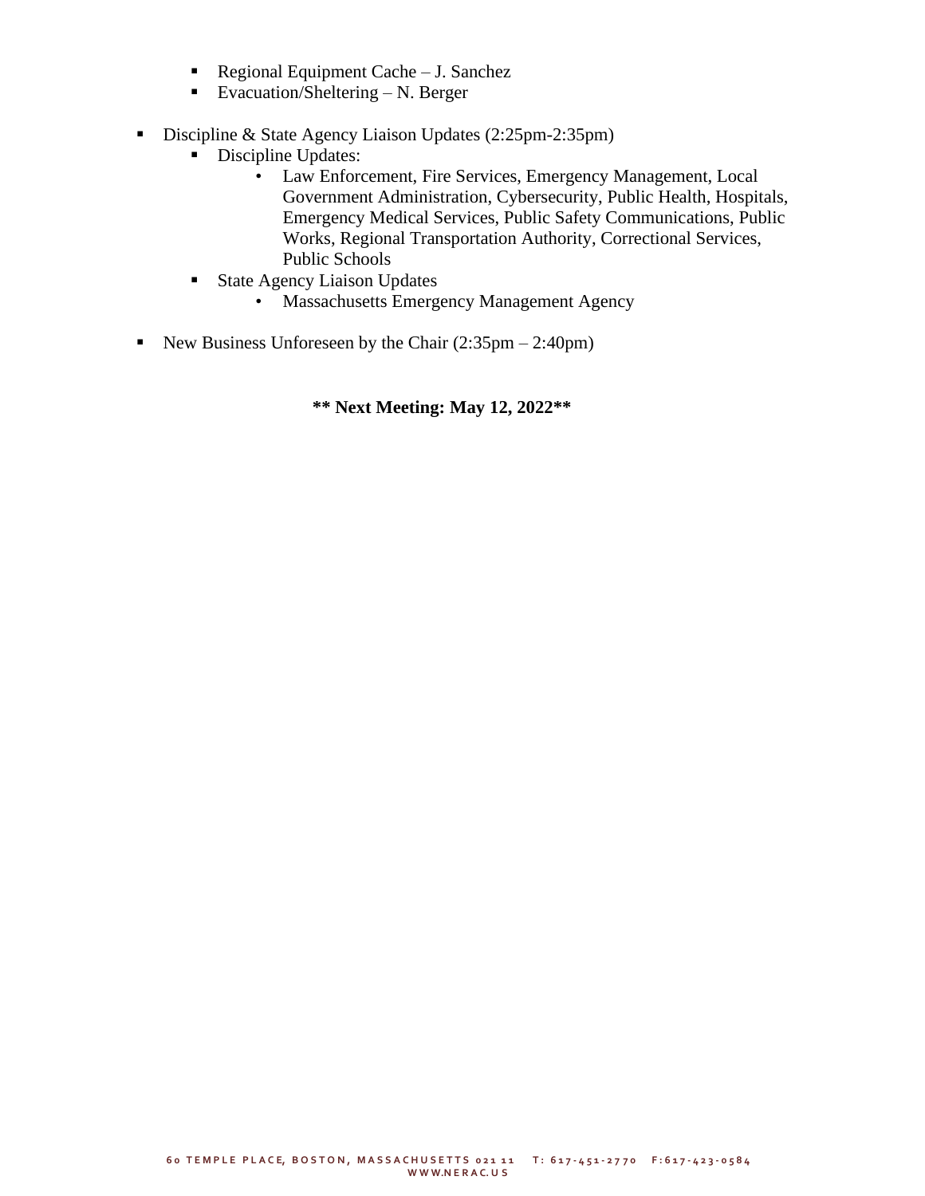- Regional Equipment Cache – J. Sanchez
  - Evacuation/Sheltering – N. Berger

- Discipline & State Agency Liaison Updates (2:25pm-2:35pm)
  - Discipline Updates:
    - Law Enforcement, Fire Services, Emergency Management, Local Government Administration, Cybersecurity, Public Health, Hospitals, Emergency Medical Services, Public Safety Communications, Public Works, Regional Transportation Authority, Correctional Services, Public Schools
  - State Agency Liaison Updates
    - Massachusetts Emergency Management Agency

- New Business Unforeseen by the Chair (2:35pm – 2:40pm)

**** Next Meeting: May 12, 2022****